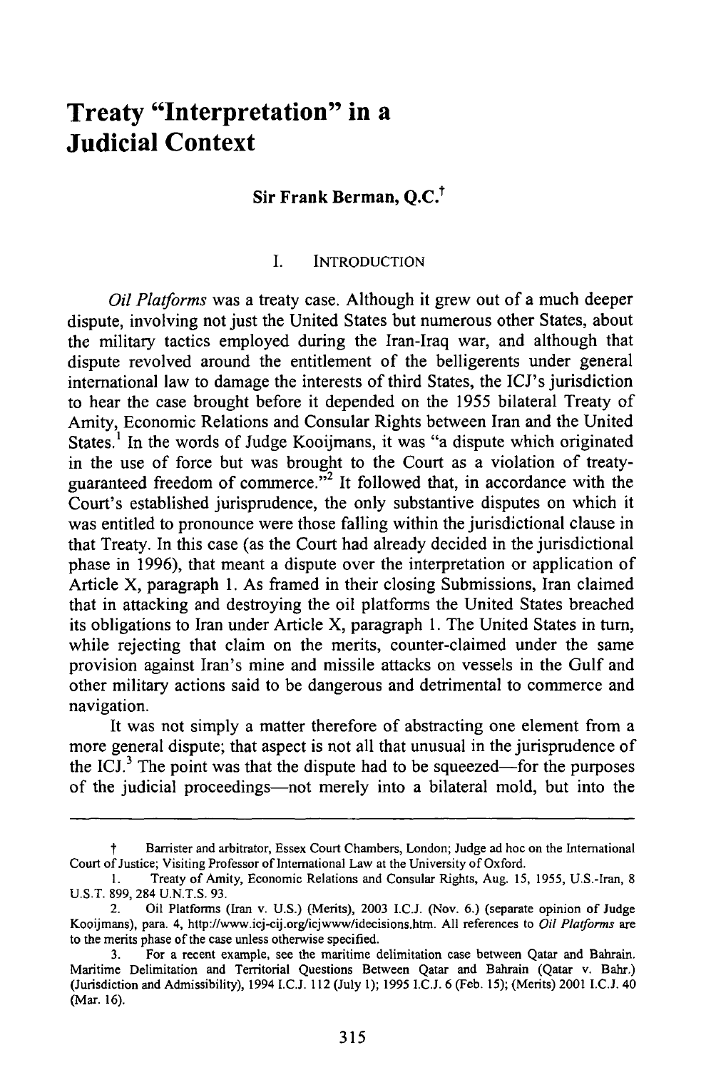# Treaty "Interpretation" in a Judicial Context

### Sir Frank Berman, Q.C.[†]

## I. INTRODUCTION

*Oil Platforms* was a treaty case. Although it grew out of a much deeper dispute, involving not just the United States but numerous other States, about the military tactics employed during the Iran-Iraq war, and although that dispute revolved around the entitlement of the belligerents under general international law to damage the interests of third States, the ICJ's jurisdiction to hear the case brought before it depended on the 1955 bilateral Treaty of Amity, Economic Relations and Consular Rights between Iran and the United States.[1] In the words of Judge Kooijmans, it was "a dispute which originated in the use of force but was brought to the Court as a violation of treaty-guaranteed freedom of commerce."[2] It followed that, in accordance with the Court's established jurisprudence, the only substantive disputes on which it was entitled to pronounce were those falling within the jurisdictional clause in that Treaty. In this case (as the Court had already decided in the jurisdictional phase in 1996), that meant a dispute over the interpretation or application of Article X, paragraph 1. As framed in their closing Submissions, Iran claimed that in attacking and destroying the oil platforms the United States breached its obligations to Iran under Article X, paragraph 1. The United States in turn, while rejecting that claim on the merits, counter-claimed under the same provision against Iran's mine and missile attacks on vessels in the Gulf and other military actions said to be dangerous and detrimental to commerce and navigation.

It was not simply a matter therefore of abstracting one element from a more general dispute; that aspect is not all that unusual in the jurisprudence of the ICJ.[3] The point was that the dispute had to be squeezed—for the purposes of the judicial proceedings—not merely into a bilateral mold, but into the

---

† Barrister and arbitrator, Essex Court Chambers, London; Judge ad hoc on the International Court of Justice; Visiting Professor of International Law at the University of Oxford.

1. Treaty of Amity, Economic Relations and Consular Rights, Aug. 15, 1955, U.S.-Iran, 8 U.S.T. 899, 284 U.N.T.S. 93.

2. Oil Platforms (Iran v. U.S.) (Merits), 2003 I.C.J. (Nov. 6.) (separate opinion of Judge Kooijmans), para. 4, http://www.icj-cij.org/icjwww/idecisions.htm. All references to *Oil Platforms* are to the merits phase of the case unless otherwise specified.

3. For a recent example, see the maritime delimitation case between Qatar and Bahrain. Maritime Delimitation and Territorial Questions Between Qatar and Bahrain (Qatar v. Bahr.) (Jurisdiction and Admissibility), 1994 I.C.J. 112 (July 1); 1995 I.C.J. 6 (Feb. 15); (Merits) 2001 I.C.J. 40 (Mar. 16).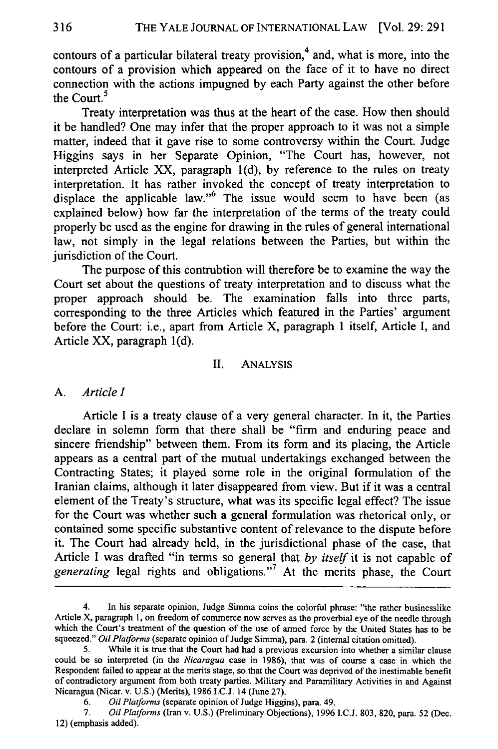contours of a particular bilateral treaty provision,[4] and, what is more, into the contours of a provision which appeared on the face of it to have no direct connection with the actions impugned by each Party against the other before the Court.[5]

Treaty interpretation was thus at the heart of the case. How then should it be handled? One may infer that the proper approach to it was not a simple matter, indeed that it gave rise to some controversy within the Court. Judge Higgins says in her Separate Opinion, "The Court has, however, not interpreted Article XX, paragraph 1(d), by reference to the rules on treaty interpretation. It has rather invoked the concept of treaty interpretation to displace the applicable law."[6] The issue would seem to have been (as explained below) how far the interpretation of the terms of the treaty could properly be used as the engine for drawing in the rules of general international law, not simply in the legal relations between the Parties, but within the jurisdiction of the Court.

The purpose of this contrubtion will therefore be to examine the way the Court set about the questions of treaty interpretation and to discuss what the proper approach should be. The examination falls into three parts, corresponding to the three Articles which featured in the Parties' argument before the Court: i.e., apart from Article X, paragraph 1 itself, Article I, and Article XX, paragraph 1(d).

## II. ANALYSIS

### A. *Article I*

Article I is a treaty clause of a very general character. In it, the Parties declare in solemn form that there shall be "firm and enduring peace and sincere friendship" between them. From its form and its placing, the Article appears as a central part of the mutual undertakings exchanged between the Contracting States; it played some role in the original formulation of the Iranian claims, although it later disappeared from view. But if it was a central element of the Treaty's structure, what was its specific legal effect? The issue for the Court was whether such a general formulation was rhetorical only, or contained some specific substantive content of relevance to the dispute before it. The Court had already held, in the jurisdictional phase of the case, that Article I was drafted "in terms so general that *by itself* it is not capable of *generating* legal rights and obligations."[7] At the merits phase, the Court

---

4. In his separate opinion, Judge Simma coins the colorful phrase: "the rather businesslike Article X, paragraph 1, on freedom of commerce now serves as the proverbial eye of the needle through which the Court's treatment of the question of the use of armed force by the United States has to be squeezed." *Oil Platforms* (separate opinion of Judge Simma), para. 2 (internal citation omitted).

5. While it is true that the Court had had a previous excursion into whether a similar clause could be so interpreted (in the *Nicaragua* case in 1986), that was of course a case in which the Respondent failed to appear at the merits stage, so that the Court was deprived of the inestimable benefit of contradictory argument from both treaty parties. Military and Paramilitary Activities in and Against Nicaragua (Nicar. v. U.S.) (Merits), 1986 I.C.J. 14 (June 27).

6. *Oil Platforms* (separate opinion of Judge Higgins), para. 49.

7. *Oil Platforms* (Iran v. U.S.) (Preliminary Objections), 1996 I.C.J. 803, 820, para. 52 (Dec. 12) (emphasis added).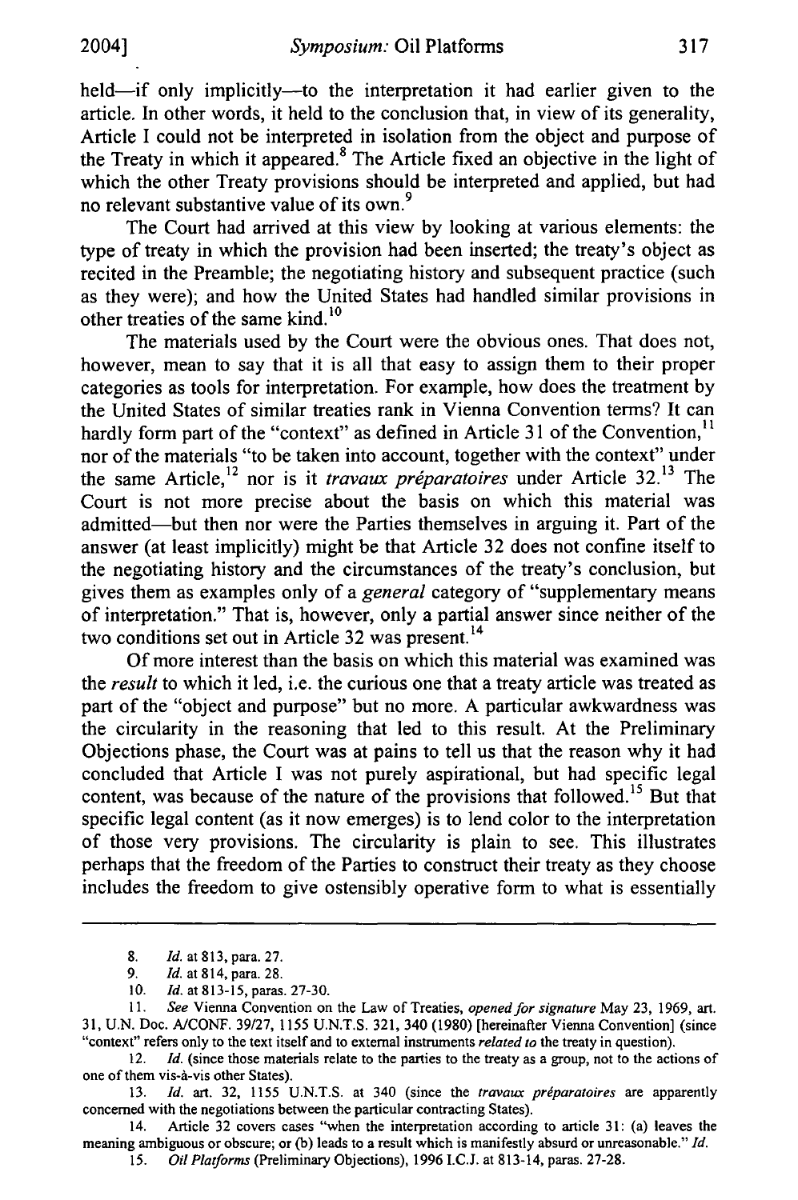held—if only implicitly—to the interpretation it had earlier given to the article. In other words, it held to the conclusion that, in view of its generality, Article I could not be interpreted in isolation from the object and purpose of the Treaty in which it appeared.[8] The Article fixed an objective in the light of which the other Treaty provisions should be interpreted and applied, but had no relevant substantive value of its own.[9]

The Court had arrived at this view by looking at various elements: the type of treaty in which the provision had been inserted; the treaty's object as recited in the Preamble; the negotiating history and subsequent practice (such as they were); and how the United States had handled similar provisions in other treaties of the same kind.[10]

The materials used by the Court were the obvious ones. That does not, however, mean to say that it is all that easy to assign them to their proper categories as tools for interpretation. For example, how does the treatment by the United States of similar treaties rank in Vienna Convention terms? It can hardly form part of the "context" as defined in Article 31 of the Convention,[11] nor of the materials "to be taken into account, together with the context" under the same Article,[12] nor is it *travaux préparatoires* under Article 32.[13] The Court is not more precise about the basis on which this material was admitted—but then nor were the Parties themselves in arguing it. Part of the answer (at least implicitly) might be that Article 32 does not confine itself to the negotiating history and the circumstances of the treaty's conclusion, but gives them as examples only of a *general* category of "supplementary means of interpretation." That is, however, only a partial answer since neither of the two conditions set out in Article 32 was present.[14]

Of more interest than the basis on which this material was examined was the *result* to which it led, i.e. the curious one that a treaty article was treated as part of the "object and purpose" but no more. A particular awkwardness was the circularity in the reasoning that led to this result. At the Preliminary Objections phase, the Court was at pains to tell us that the reason why it had concluded that Article I was not purely aspirational, but had specific legal content, was because of the nature of the provisions that followed.[15] But that specific legal content (as it now emerges) is to lend color to the interpretation of those very provisions. The circularity is plain to see. This illustrates perhaps that the freedom of the Parties to construct their treaty as they choose includes the freedom to give ostensibly operative form to what is essentially

---

8. *Id.* at 813, para. 27.

9. *Id.* at 814, para. 28.

10. *Id.* at 813-15, paras. 27-30.

11. *See* Vienna Convention on the Law of Treaties, *opened for signature* May 23, 1969, art. 31, U.N. Doc. A/CONF. 39/27, 1155 U.N.T.S. 321, 340 (1980) [hereinafter Vienna Convention] (since "context" refers only to the text itself and to external instruments *related to* the treaty in question).

12. *Id.* (since those materials relate to the parties to the treaty as a group, not to the actions of one of them vis-à-vis other States).

13. *Id.* art. 32, 1155 U.N.T.S. at 340 (since the *travaux préparatoires* are apparently concerned with the negotiations between the particular contracting States).

14. Article 32 covers cases "when the interpretation according to article 31: (a) leaves the meaning ambiguous or obscure; or (b) leads to a result which is manifestly absurd or unreasonable." *Id.*

15. *Oil Platforms* (Preliminary Objections), 1996 I.C.J. at 813-14, paras. 27-28.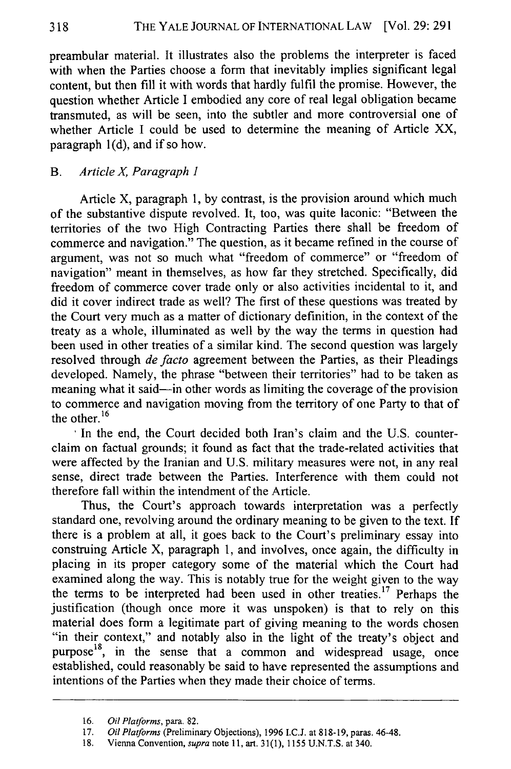preambular material. It illustrates also the problems the interpreter is faced with when the Parties choose a form that inevitably implies significant legal content, but then fill it with words that hardly fulfil the promise. However, the question whether Article I embodied any core of real legal obligation became transmuted, as will be seen, into the subtler and more controversial one of whether Article I could be used to determine the meaning of Article XX, paragraph 1(d), and if so how.

### B. *Article X, Paragraph 1*

Article X, paragraph 1, by contrast, is the provision around which much of the substantive dispute revolved. It, too, was quite laconic: "Between the territories of the two High Contracting Parties there shall be freedom of commerce and navigation." The question, as it became refined in the course of argument, was not so much what "freedom of commerce" or "freedom of navigation" meant in themselves, as how far they stretched. Specifically, did freedom of commerce cover trade only or also activities incidental to it, and did it cover indirect trade as well? The first of these questions was treated by the Court very much as a matter of dictionary definition, in the context of the treaty as a whole, illuminated as well by the way the terms in question had been used in other treaties of a similar kind. The second question was largely resolved through *de facto* agreement between the Parties, as their Pleadings developed. Namely, the phrase "between their territories" had to be taken as meaning what it said—in other words as limiting the coverage of the provision to commerce and navigation moving from the territory of one Party to that of the other.[16]

In the end, the Court decided both Iran's claim and the U.S. counter-claim on factual grounds; it found as fact that the trade-related activities that were affected by the Iranian and U.S. military measures were not, in any real sense, direct trade between the Parties. Interference with them could not therefore fall within the intendment of the Article.

Thus, the Court's approach towards interpretation was a perfectly standard one, revolving around the ordinary meaning to be given to the text. If there is a problem at all, it goes back to the Court's preliminary essay into construing Article X, paragraph 1, and involves, once again, the difficulty in placing in its proper category some of the material which the Court had examined along the way. This is notably true for the weight given to the way the terms to be interpreted had been used in other treaties.[17] Perhaps the justification (though once more it was unspoken) is that to rely on this material does form a legitimate part of giving meaning to the words chosen "in their context," and notably also in the light of the treaty's object and purpose[18], in the sense that a common and widespread usage, once established, could reasonably be said to have represented the assumptions and intentions of the Parties when they made their choice of terms.

---

16. *Oil Platforms*, para. 82.
17. *Oil Platforms* (Preliminary Objections), 1996 I.C.J. at 818-19, paras. 46-48.
18. Vienna Convention, *supra* note 11, art. 31(1), 1155 U.N.T.S. at 340.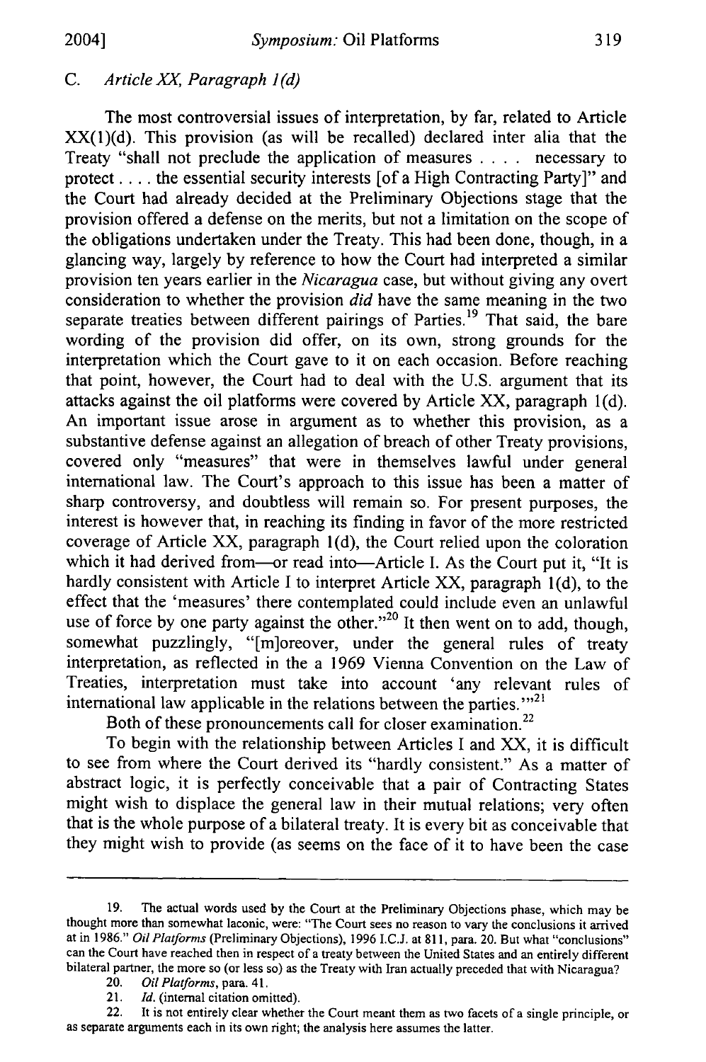### C. *Article XX, Paragraph 1(d)*

The most controversial issues of interpretation, by far, related to Article XX(1)(d). This provision (as will be recalled) declared inter alia that the Treaty "shall not preclude the application of measures . . . . necessary to protect . . . . the essential security interests [of a High Contracting Party]" and the Court had already decided at the Preliminary Objections stage that the provision offered a defense on the merits, but not a limitation on the scope of the obligations undertaken under the Treaty. This had been done, though, in a glancing way, largely by reference to how the Court had interpreted a similar provision ten years earlier in the *Nicaragua* case, but without giving any overt consideration to whether the provision *did* have the same meaning in the two separate treaties between different pairings of Parties.[19] That said, the bare wording of the provision did offer, on its own, strong grounds for the interpretation which the Court gave to it on each occasion. Before reaching that point, however, the Court had to deal with the U.S. argument that its attacks against the oil platforms were covered by Article XX, paragraph 1(d). An important issue arose in argument as to whether this provision, as a substantive defense against an allegation of breach of other Treaty provisions, covered only "measures" that were in themselves lawful under general international law. The Court's approach to this issue has been a matter of sharp controversy, and doubtless will remain so. For present purposes, the interest is however that, in reaching its finding in favor of the more restricted coverage of Article XX, paragraph 1(d), the Court relied upon the coloration which it had derived from—or read into—Article I. As the Court put it, "It is hardly consistent with Article I to interpret Article XX, paragraph 1(d), to the effect that the 'measures' there contemplated could include even an unlawful use of force by one party against the other."[20] It then went on to add, though, somewhat puzzlingly, "[m]oreover, under the general rules of treaty interpretation, as reflected in the a 1969 Vienna Convention on the Law of Treaties, interpretation must take into account 'any relevant rules of international law applicable in the relations between the parties.'"[21]

Both of these pronouncements call for closer examination.[22]

To begin with the relationship between Articles I and XX, it is difficult to see from where the Court derived its "hardly consistent." As a matter of abstract logic, it is perfectly conceivable that a pair of Contracting States might wish to displace the general law in their mutual relations; very often that is the whole purpose of a bilateral treaty. It is every bit as conceivable that they might wish to provide (as seems on the face of it to have been the case

---

19. The actual words used by the Court at the Preliminary Objections phase, which may be thought more than somewhat laconic, were: "The Court sees no reason to vary the conclusions it arrived at in 1986." *Oil Platforms* (Preliminary Objections), 1996 I.C.J. at 811, para. 20. But what "conclusions" can the Court have reached then in respect of a treaty between the United States and an entirely different bilateral partner, the more so (or less so) as the Treaty with Iran actually preceded that with Nicaragua?

20. *Oil Platforms*, para. 41.

21. *Id.* (internal citation omitted).

22. It is not entirely clear whether the Court meant them as two facets of a single principle, or as separate arguments each in its own right; the analysis here assumes the latter.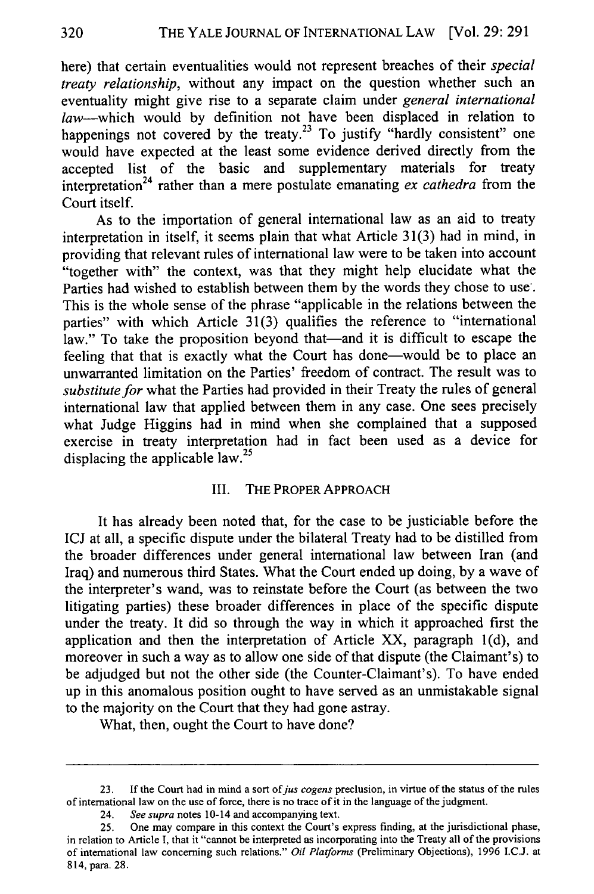here) that certain eventualities would not represent breaches of their *special treaty relationship*, without any impact on the question whether such an eventuality might give rise to a separate claim under *general international law*—which would by definition not have been displaced in relation to happenings not covered by the treaty.[23] To justify "hardly consistent" one would have expected at the least some evidence derived directly from the accepted list of the basic and supplementary materials for treaty interpretation[24] rather than a mere postulate emanating *ex cathedra* from the Court itself.

As to the importation of general international law as an aid to treaty interpretation in itself, it seems plain that what Article 31(3) had in mind, in providing that relevant rules of international law were to be taken into account "together with" the context, was that they might help elucidate what the Parties had wished to establish between them by the words they chose to use. This is the whole sense of the phrase "applicable in the relations between the parties" with which Article 31(3) qualifies the reference to "international law." To take the proposition beyond that—and it is difficult to escape the feeling that that is exactly what the Court has done—would be to place an unwarranted limitation on the Parties' freedom of contract. The result was to *substitute for* what the Parties had provided in their Treaty the rules of general international law that applied between them in any case. One sees precisely what Judge Higgins had in mind when she complained that a supposed exercise in treaty interpretation had in fact been used as a device for displacing the applicable law.[25]

## III. THE PROPER APPROACH

It has already been noted that, for the case to be justiciable before the ICJ at all, a specific dispute under the bilateral Treaty had to be distilled from the broader differences under general international law between Iran (and Iraq) and numerous third States. What the Court ended up doing, by a wave of the interpreter's wand, was to reinstate before the Court (as between the two litigating parties) these broader differences in place of the specific dispute under the treaty. It did so through the way in which it approached first the application and then the interpretation of Article XX, paragraph 1(d), and moreover in such a way as to allow one side of that dispute (the Claimant's) to be adjudged but not the other side (the Counter-Claimant's). To have ended up in this anomalous position ought to have served as an unmistakable signal to the majority on the Court that they had gone astray.

What, then, ought the Court to have done?

---

23. If the Court had in mind a sort of *jus cogens* preclusion, in virtue of the status of the rules of international law on the use of force, there is no trace of it in the language of the judgment.

24. *See supra* notes 10-14 and accompanying text.

25. One may compare in this context the Court's express finding, at the jurisdictional phase, in relation to Article I, that it "cannot be interpreted as incorporating into the Treaty all of the provisions of international law concerning such relations." *Oil Platforms* (Preliminary Objections), 1996 I.C.J. at 814, para. 28.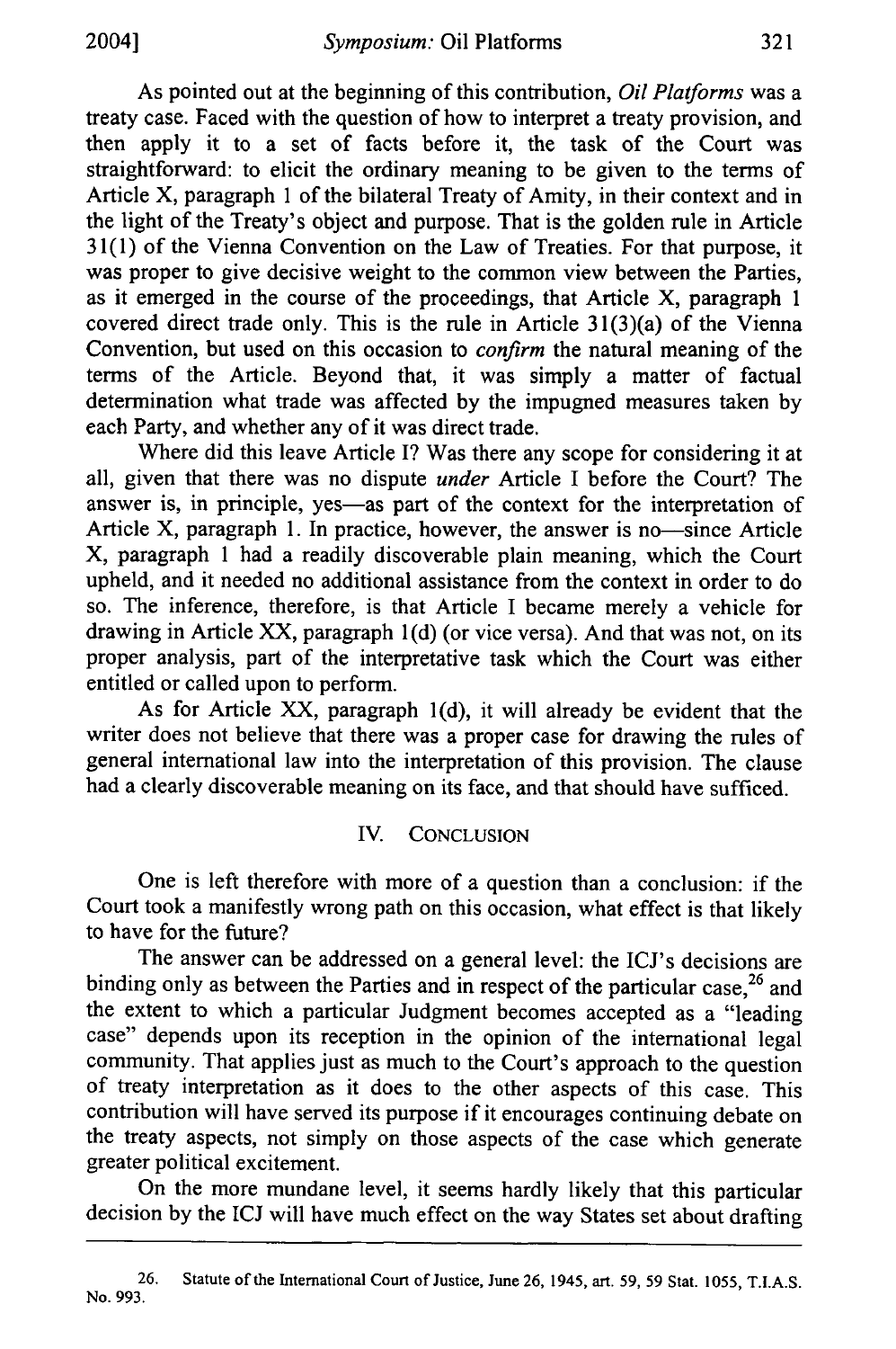As pointed out at the beginning of this contribution, *Oil Platforms* was a treaty case. Faced with the question of how to interpret a treaty provision, and then apply it to a set of facts before it, the task of the Court was straightforward: to elicit the ordinary meaning to be given to the terms of Article X, paragraph 1 of the bilateral Treaty of Amity, in their context and in the light of the Treaty's object and purpose. That is the golden rule in Article 31(1) of the Vienna Convention on the Law of Treaties. For that purpose, it was proper to give decisive weight to the common view between the Parties, as it emerged in the course of the proceedings, that Article X, paragraph 1 covered direct trade only. This is the rule in Article 31(3)(a) of the Vienna Convention, but used on this occasion to *confirm* the natural meaning of the terms of the Article. Beyond that, it was simply a matter of factual determination what trade was affected by the impugned measures taken by each Party, and whether any of it was direct trade.

Where did this leave Article I? Was there any scope for considering it at all, given that there was no dispute *under* Article I before the Court? The answer is, in principle, yes—as part of the context for the interpretation of Article X, paragraph 1. In practice, however, the answer is no—since Article X, paragraph 1 had a readily discoverable plain meaning, which the Court upheld, and it needed no additional assistance from the context in order to do so. The inference, therefore, is that Article I became merely a vehicle for drawing in Article XX, paragraph 1(d) (or vice versa). And that was not, on its proper analysis, part of the interpretative task which the Court was either entitled or called upon to perform.

As for Article XX, paragraph 1(d), it will already be evident that the writer does not believe that there was a proper case for drawing the rules of general international law into the interpretation of this provision. The clause had a clearly discoverable meaning on its face, and that should have sufficed.

## IV. Conclusion

One is left therefore with more of a question than a conclusion: if the Court took a manifestly wrong path on this occasion, what effect is that likely to have for the future?

The answer can be addressed on a general level: the ICJ's decisions are binding only as between the Parties and in respect of the particular case,[26] and the extent to which a particular Judgment becomes accepted as a "leading case" depends upon its reception in the opinion of the international legal community. That applies just as much to the Court's approach to the question of treaty interpretation as it does to the other aspects of this case. This contribution will have served its purpose if it encourages continuing debate on the treaty aspects, not simply on those aspects of the case which generate greater political excitement.

On the more mundane level, it seems hardly likely that this particular decision by the ICJ will have much effect on the way States set about drafting

---

26. Statute of the International Court of Justice, June 26, 1945, art. 59, 59 Stat. 1055, T.I.A.S. No. 993.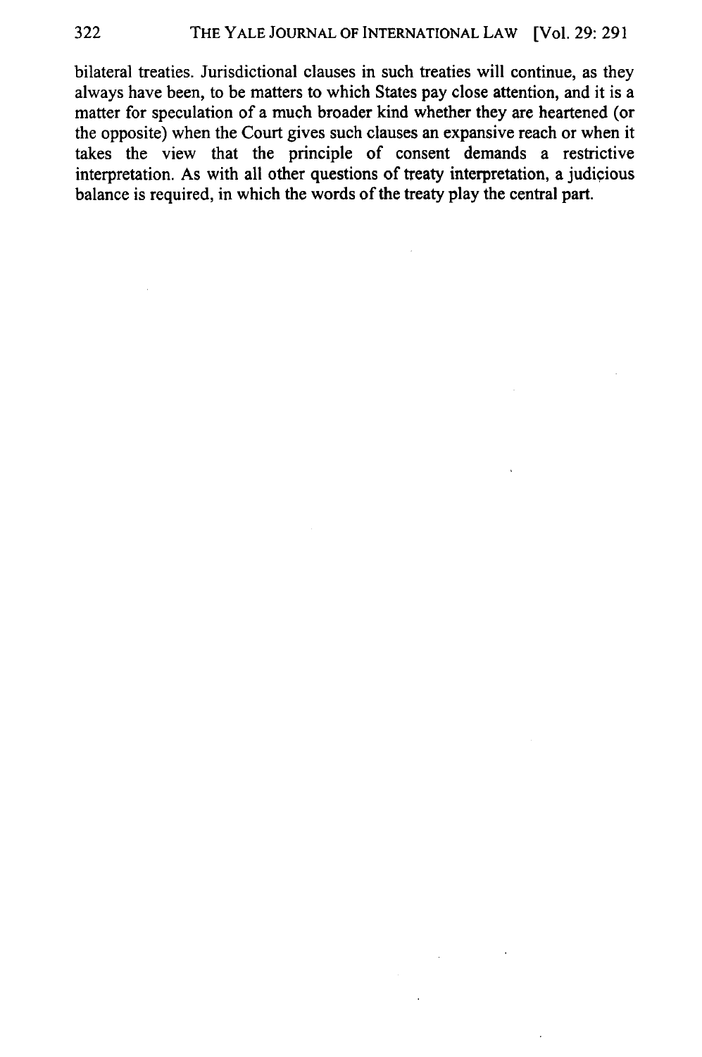bilateral treaties. Jurisdictional clauses in such treaties will continue, as they always have been, to be matters to which States pay close attention, and it is a matter for speculation of a much broader kind whether they are heartened (or the opposite) when the Court gives such clauses an expansive reach or when it takes the view that the principle of consent demands a restrictive interpretation. As with all other questions of treaty interpretation, a judicious balance is required, in which the words of the treaty play the central part.